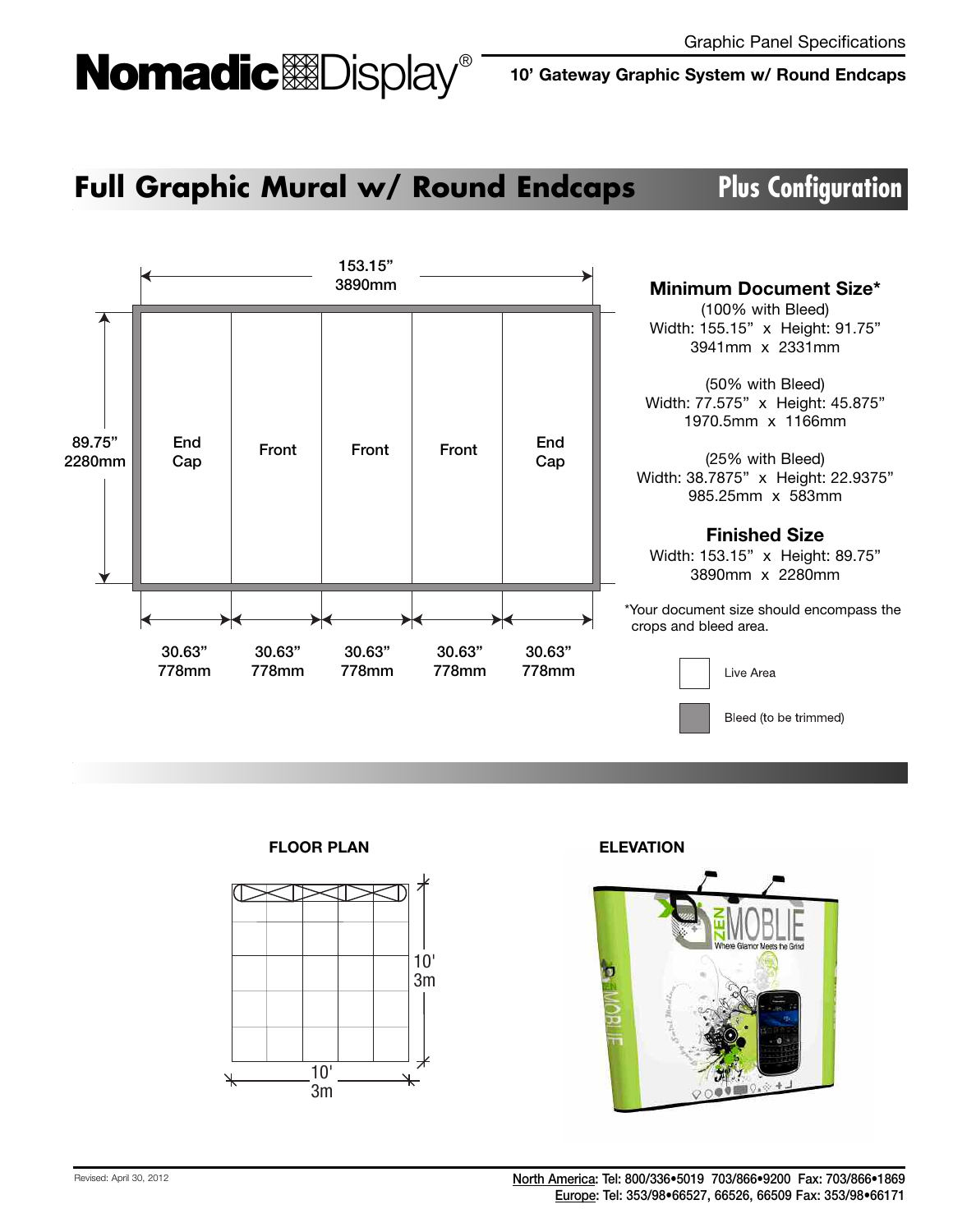Graphic Panel Specifications

**10' Gateway Graphic System w/ Round Endcaps**

# Full Graphic Mural w/ Round Endcaps — Plus Configuration

153.15”
3890mm

89.75”
2280mm

| End Cap | Front | Front | Front | End Cap |
|---|---|---|---|---|
| 30.63” 778mm | 30.63” 778mm | 30.63” 778mm | 30.63” 778mm | 30.63” 778mm |

### Minimum Document Size*

(100% with Bleed)
Width: 155.15” x Height: 91.75”
3941mm x 2331mm

(50% with Bleed)
Width: 77.575” x Height: 45.875”
1970.5mm x 1166mm

(25% with Bleed)
Width: 38.7875” x Height: 22.9375”
985.25mm x 583mm

### Finished Size

Width: 153.15” x Height: 89.75”
3890mm x 2280mm

*Your document size should encompass the crops and bleed area.

Live Area

Bleed (to be trimmed)

**FLOOR PLAN**

10'
3m

10'
3m

**ELEVATION**

Revised: April 30, 2012

North America: Tel: 800/336•5019 703/866•9200 Fax: 703/866•1869
Europe: Tel: 353/98•66527, 66526, 66509 Fax: 353/98•66171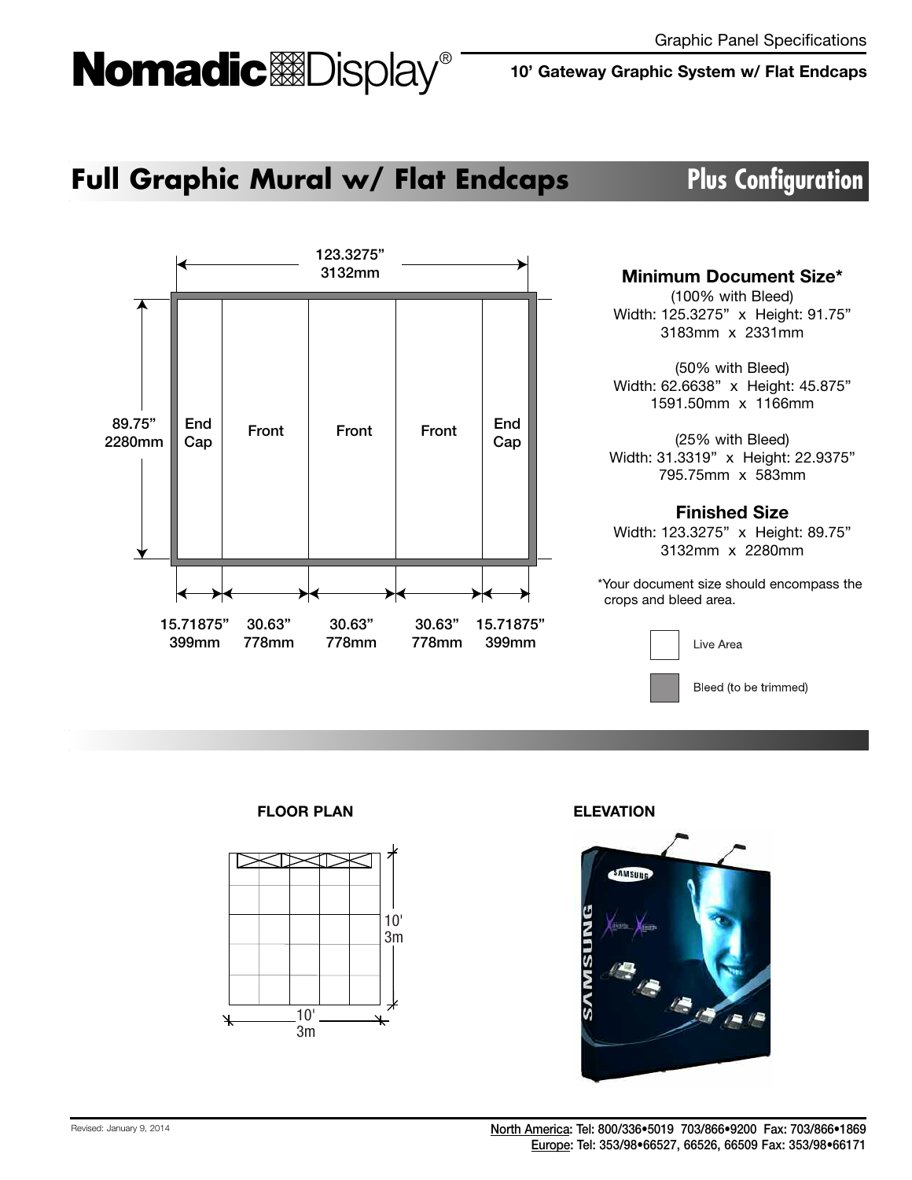Graphic Panel Specifications

**10' Gateway Graphic System w/ Flat Endcaps**

# Full Graphic Mural w/ Flat Endcaps

## Plus Configuration

123.3275”
3132mm

89.75”
2280mm

End Cap
Front
Front
Front
End Cap

15.71875”
399mm

30.63”
778mm

30.63”
778mm

30.63”
778mm

15.71875”
399mm

### Minimum Document Size*

(100% with Bleed)
Width: 125.3275” x Height: 91.75”
3183mm x 2331mm

(50% with Bleed)
Width: 62.6638” x Height: 45.875”
1591.50mm x 1166mm

(25% with Bleed)
Width: 31.3319” x Height: 22.9375”
795.75mm x 583mm

### Finished Size

Width: 123.3275” x Height: 89.75”
3132mm x 2280mm

*Your document size should encompass the crops and bleed area.

Live Area

Bleed (to be trimmed)

**FLOOR PLAN**

10'
3m

10'
3m

**ELEVATION**

Revised: January 9, 2014

North America: Tel: 800/336•5019 703/866•9200 Fax: 703/866•1869
Europe: Tel: 353/98•66527, 66526, 66509 Fax: 353/98•66171